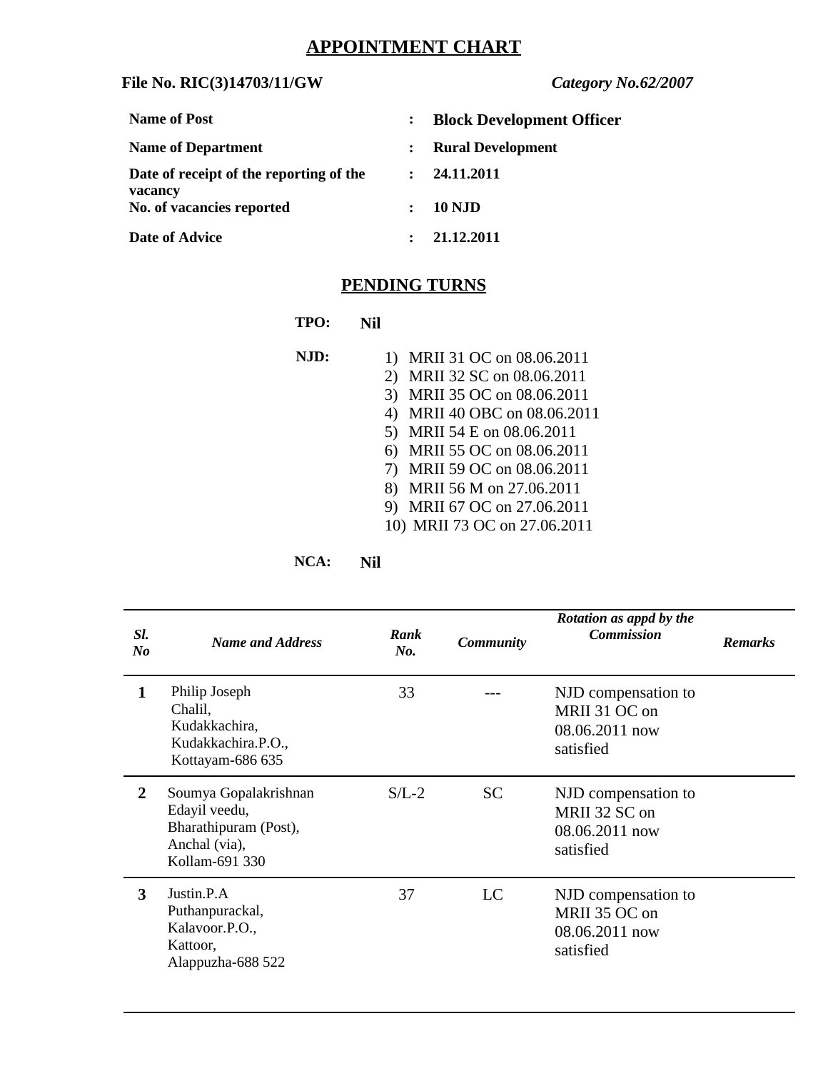# APPOINTMENT CHART

**File No. RIC(3)14703/11/GW** ***Category No.62/2007***

| | | |
|---|---|---|
| **Name of Post** | : | **Block Development Officer** |
| **Name of Department** | : | **Rural Development** |
| **Date of receipt of the reporting of the vacancy** | : | **24.11.2011** |
| **No. of vacancies reported** | : | **10 NJD** |
| **Date of Advice** | : | **21.12.2011** |

## PENDING TURNS

**TPO:** **Nil**

**NJD:**

1) MRII 31 OC on 08.06.2011
2) MRII 32 SC on 08.06.2011
3) MRII 35 OC on 08.06.2011
4) MRII 40 OBC on 08.06.2011
5) MRII 54 E on 08.06.2011
6) MRII 55 OC on 08.06.2011
7) MRII 59 OC on 08.06.2011
8) MRII 56 M on 27.06.2011
9) MRII 67 OC on 27.06.2011
10) MRII 73 OC on 27.06.2011

**NCA:** **Nil**

| *Sl. No* | *Name and Address* | *Rank No.* | *Community* | *Rotation as appd by the Commission* | *Remarks* |
|---|---|---|---|---|---|
| **1** | Philip Joseph<br>Chalil,<br>Kudakkachira,<br>Kudakkachira.P.O.,<br>Kottayam-686 635 | 33 | --- | NJD compensation to MRII 31 OC on 08.06.2011 now satisfied | |
| **2** | Soumya Gopalakrishnan<br>Edayil veedu,<br>Bharathipuram (Post),<br>Anchal (via),<br>Kollam-691 330 | S/L-2 | SC | NJD compensation to MRII 32 SC on 08.06.2011 now satisfied | |
| **3** | Justin.P.A<br>Puthanpurackal,<br>Kalavoor.P.O.,<br>Kattoor,<br>Alappuzha-688 522 | 37 | LC | NJD compensation to MRII 35 OC on 08.06.2011 now satisfied | |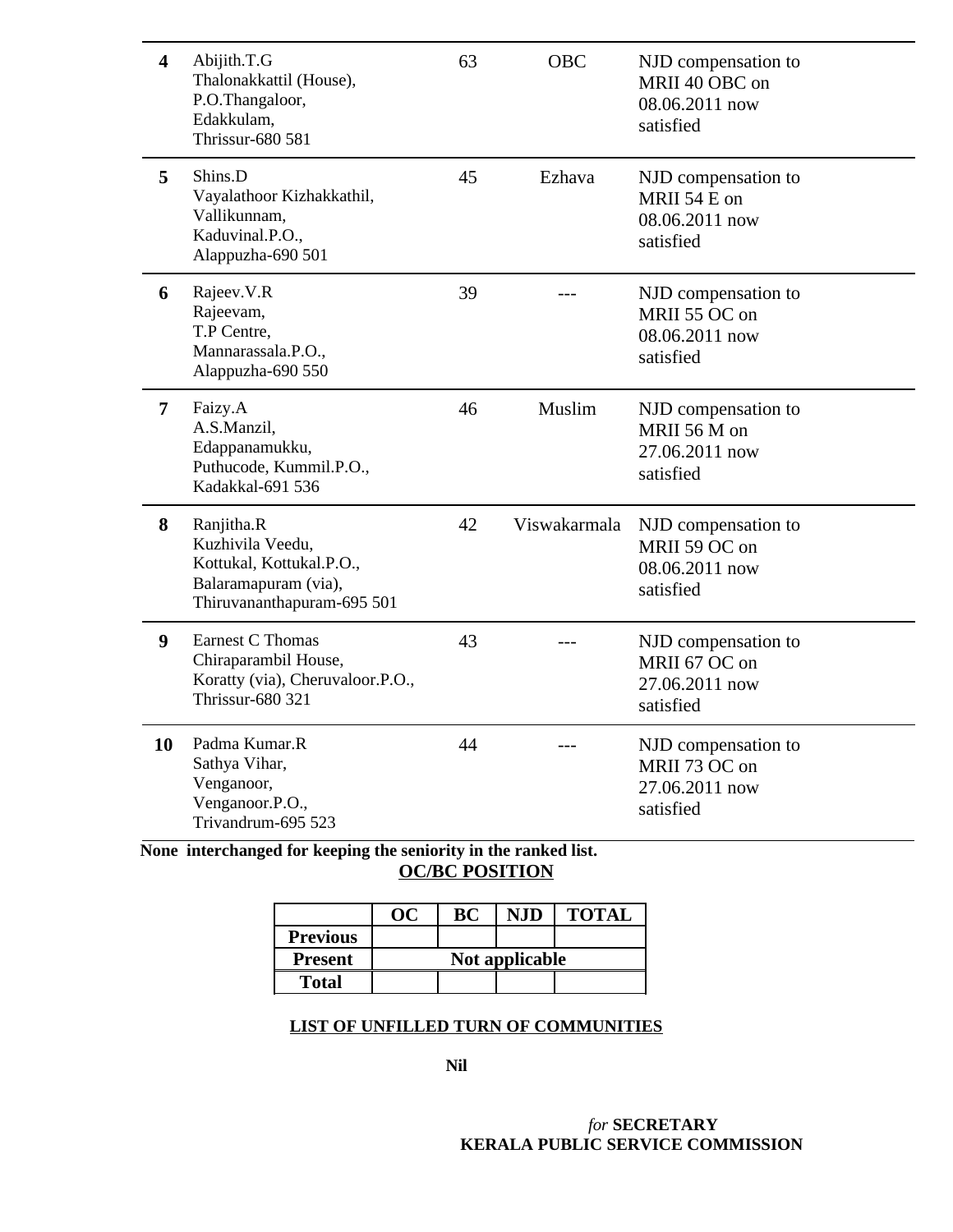| | | | | |
|---|---|---|---|---|
| **4** | Abijith.T.G<br>Thalonakkattil (House),<br>P.O.Thangaloor,<br>Edakkulam,<br>Thrissur-680 581 | 63 | OBC | NJD compensation to MRII 40 OBC on 08.06.2011 now satisfied |
| **5** | Shins.D<br>Vayalathoor Kizhakkathil,<br>Vallikunnam,<br>Kaduvinal.P.O.,<br>Alappuzha-690 501 | 45 | Ezhava | NJD compensation to MRII 54 E on 08.06.2011 now satisfied |
| **6** | Rajeev.V.R<br>Rajeevam,<br>T.P Centre,<br>Mannarassala.P.O.,<br>Alappuzha-690 550 | 39 | --- | NJD compensation to MRII 55 OC on 08.06.2011 now satisfied |
| **7** | Faizy.A<br>A.S.Manzil,<br>Edappanamukku,<br>Puthucode, Kummil.P.O.,<br>Kadakkal-691 536 | 46 | Muslim | NJD compensation to MRII 56 M on 27.06.2011 now satisfied |
| **8** | Ranjitha.R<br>Kuzhivila Veedu,<br>Kottukal, Kottukal.P.O.,<br>Balaramapuram (via),<br>Thiruvananthapuram-695 501 | 42 | Viswakarmala | NJD compensation to MRII 59 OC on 08.06.2011 now satisfied |
| **9** | Earnest C Thomas<br>Chiraparambil House,<br>Koratty (via), Cheruvaloor.P.O.,<br>Thrissur-680 321 | 43 | --- | NJD compensation to MRII 67 OC on 27.06.2011 now satisfied |
| **10** | Padma Kumar.R<br>Sathya Vihar,<br>Venganoor,<br>Venganoor.P.O.,<br>Trivandrum-695 523 | 44 | --- | NJD compensation to MRII 73 OC on 27.06.2011 now satisfied |

**None interchanged for keeping the seniority in the ranked list.**

**OC/BC POSITION**

| | OC | BC | NJD | TOTAL |
|---|---|---|---|---|
| **Previous** | | | | |
| **Present** | Not applicable | | | |
| **Total** | | | | |

**LIST OF UNFILLED TURN OF COMMUNITIES**

**Nil**

*for* **SECRETARY**
**KERALA PUBLIC SERVICE COMMISSION**